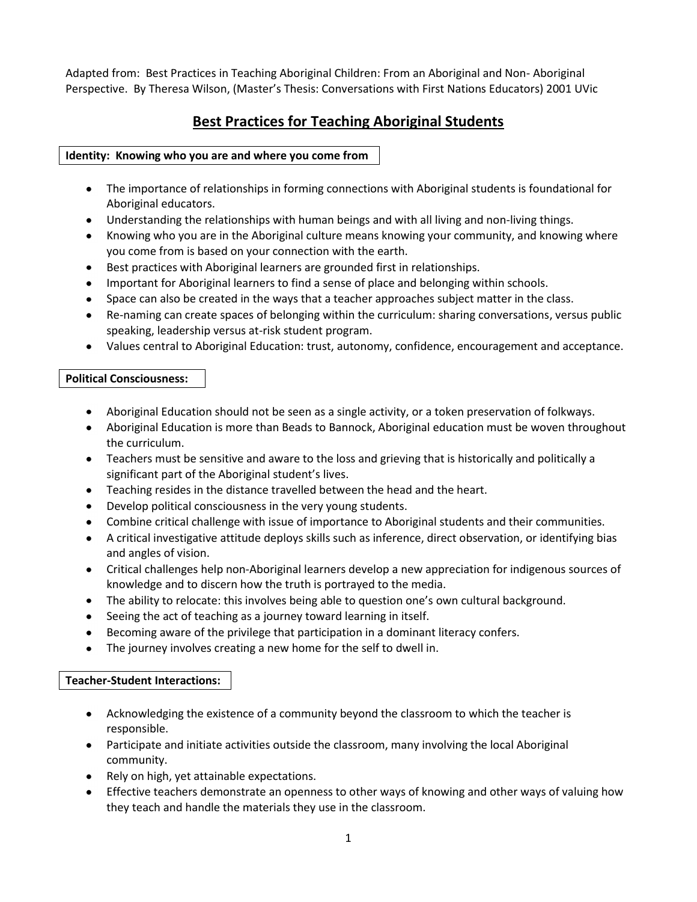Adapted from: Best Practices in Teaching Aboriginal Children: From an Aboriginal and Non- Aboriginal Perspective. By Theresa Wilson, (Master's Thesis: Conversations with First Nations Educators) 2001 UVic

# Best Practices for Teaching Aboriginal Students

**Identity: Knowing who you are and where you come from**

- The importance of relationships in forming connections with Aboriginal students is foundational for Aboriginal educators.
- Understanding the relationships with human beings and with all living and non-living things.
- Knowing who you are in the Aboriginal culture means knowing your community, and knowing where you come from is based on your connection with the earth.
- Best practices with Aboriginal learners are grounded first in relationships.
- Important for Aboriginal learners to find a sense of place and belonging within schools.
- Space can also be created in the ways that a teacher approaches subject matter in the class.
- Re-naming can create spaces of belonging within the curriculum: sharing conversations, versus public speaking, leadership versus at-risk student program.
- Values central to Aboriginal Education: trust, autonomy, confidence, encouragement and acceptance.

**Political Consciousness:**

- Aboriginal Education should not be seen as a single activity, or a token preservation of folkways.
- Aboriginal Education is more than Beads to Bannock, Aboriginal education must be woven throughout the curriculum.
- Teachers must be sensitive and aware to the loss and grieving that is historically and politically a significant part of the Aboriginal student's lives.
- Teaching resides in the distance travelled between the head and the heart.
- Develop political consciousness in the very young students.
- Combine critical challenge with issue of importance to Aboriginal students and their communities.
- A critical investigative attitude deploys skills such as inference, direct observation, or identifying bias and angles of vision.
- Critical challenges help non-Aboriginal learners develop a new appreciation for indigenous sources of knowledge and to discern how the truth is portrayed to the media.
- The ability to relocate: this involves being able to question one's own cultural background.
- Seeing the act of teaching as a journey toward learning in itself.
- Becoming aware of the privilege that participation in a dominant literacy confers.
- The journey involves creating a new home for the self to dwell in.

**Teacher-Student Interactions:**

- Acknowledging the existence of a community beyond the classroom to which the teacher is responsible.
- Participate and initiate activities outside the classroom, many involving the local Aboriginal community.
- Rely on high, yet attainable expectations.
- Effective teachers demonstrate an openness to other ways of knowing and other ways of valuing how they teach and handle the materials they use in the classroom.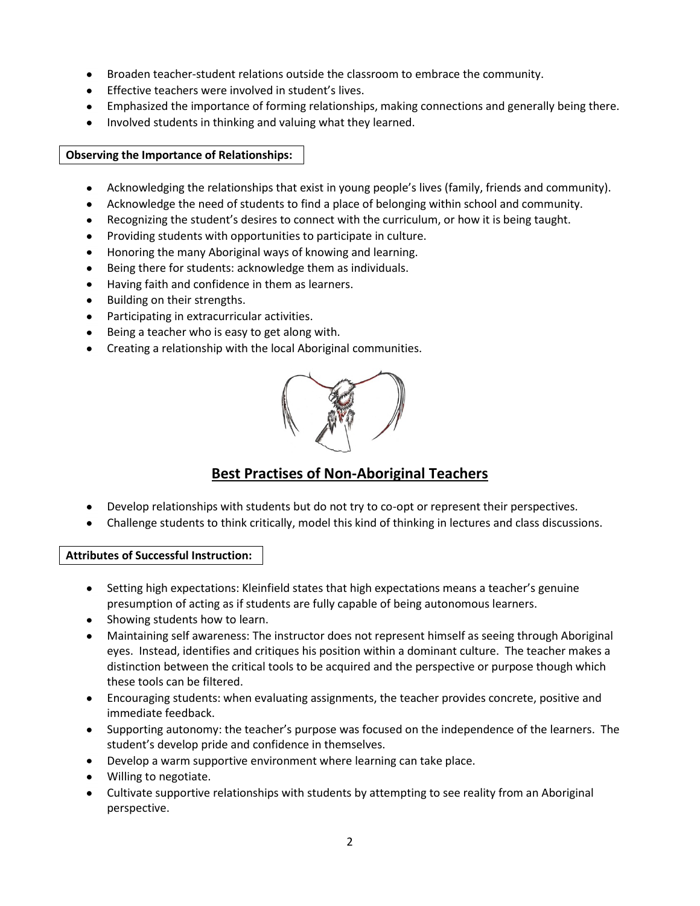- Broaden teacher-student relations outside the classroom to embrace the community.
- Effective teachers were involved in student's lives.
- Emphasized the importance of forming relationships, making connections and generally being there.
- Involved students in thinking and valuing what they learned.

**Observing the Importance of Relationships:**

- Acknowledging the relationships that exist in young people's lives (family, friends and community).
- Acknowledge the need of students to find a place of belonging within school and community.
- Recognizing the student's desires to connect with the curriculum, or how it is being taught.
- Providing students with opportunities to participate in culture.
- Honoring the many Aboriginal ways of knowing and learning.
- Being there for students: acknowledge them as individuals.
- Having faith and confidence in them as learners.
- Building on their strengths.
- Participating in extracurricular activities.
- Being a teacher who is easy to get along with.
- Creating a relationship with the local Aboriginal communities.

## Best Practises of Non-Aboriginal Teachers

- Develop relationships with students but do not try to co-opt or represent their perspectives.
- Challenge students to think critically, model this kind of thinking in lectures and class discussions.

**Attributes of Successful Instruction:**

- Setting high expectations: Kleinfield states that high expectations means a teacher's genuine presumption of acting as if students are fully capable of being autonomous learners.
- Showing students how to learn.
- Maintaining self awareness: The instructor does not represent himself as seeing through Aboriginal eyes. Instead, identifies and critiques his position within a dominant culture. The teacher makes a distinction between the critical tools to be acquired and the perspective or purpose though which these tools can be filtered.
- Encouraging students: when evaluating assignments, the teacher provides concrete, positive and immediate feedback.
- Supporting autonomy: the teacher's purpose was focused on the independence of the learners. The student's develop pride and confidence in themselves.
- Develop a warm supportive environment where learning can take place.
- Willing to negotiate.
- Cultivate supportive relationships with students by attempting to see reality from an Aboriginal perspective.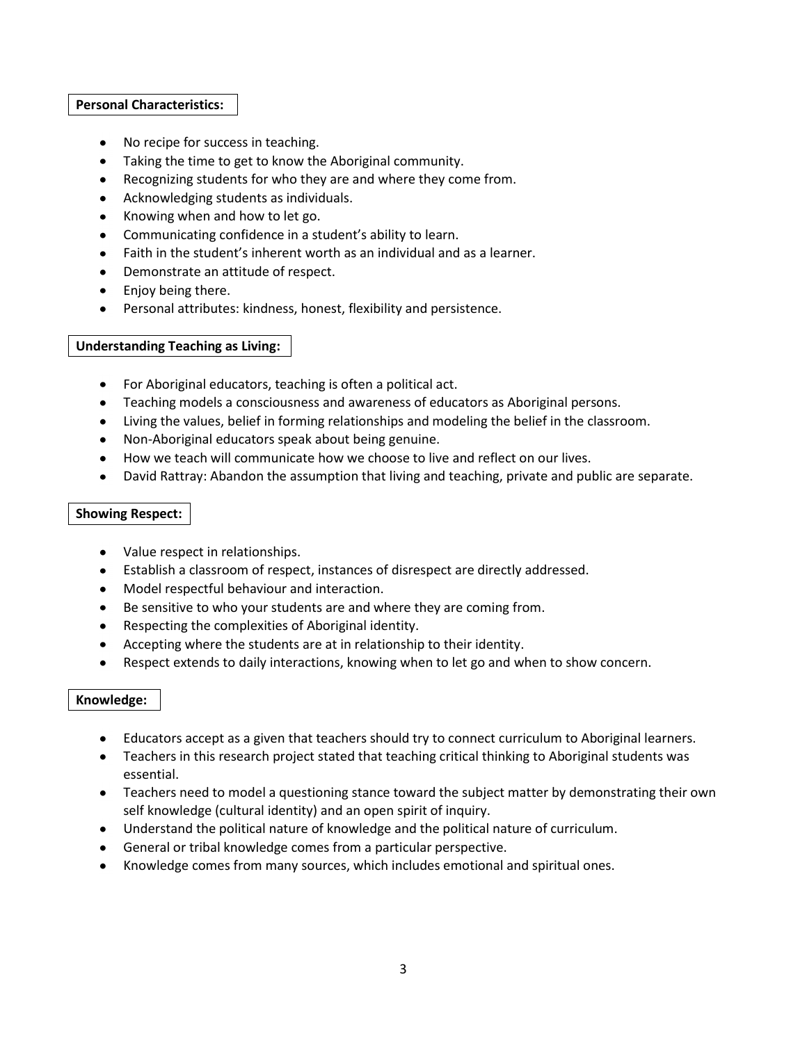**Personal Characteristics:**

- No recipe for success in teaching.
- Taking the time to get to know the Aboriginal community.
- Recognizing students for who they are and where they come from.
- Acknowledging students as individuals.
- Knowing when and how to let go.
- Communicating confidence in a student's ability to learn.
- Faith in the student's inherent worth as an individual and as a learner.
- Demonstrate an attitude of respect.
- Enjoy being there.
- Personal attributes: kindness, honest, flexibility and persistence.

**Understanding Teaching as Living:**

- For Aboriginal educators, teaching is often a political act.
- Teaching models a consciousness and awareness of educators as Aboriginal persons.
- Living the values, belief in forming relationships and modeling the belief in the classroom.
- Non-Aboriginal educators speak about being genuine.
- How we teach will communicate how we choose to live and reflect on our lives.
- David Rattray: Abandon the assumption that living and teaching, private and public are separate.

**Showing Respect:**

- Value respect in relationships.
- Establish a classroom of respect, instances of disrespect are directly addressed.
- Model respectful behaviour and interaction.
- Be sensitive to who your students are and where they are coming from.
- Respecting the complexities of Aboriginal identity.
- Accepting where the students are at in relationship to their identity.
- Respect extends to daily interactions, knowing when to let go and when to show concern.

**Knowledge:**

- Educators accept as a given that teachers should try to connect curriculum to Aboriginal learners.
- Teachers in this research project stated that teaching critical thinking to Aboriginal students was essential.
- Teachers need to model a questioning stance toward the subject matter by demonstrating their own self knowledge (cultural identity) and an open spirit of inquiry.
- Understand the political nature of knowledge and the political nature of curriculum.
- General or tribal knowledge comes from a particular perspective.
- Knowledge comes from many sources, which includes emotional and spiritual ones.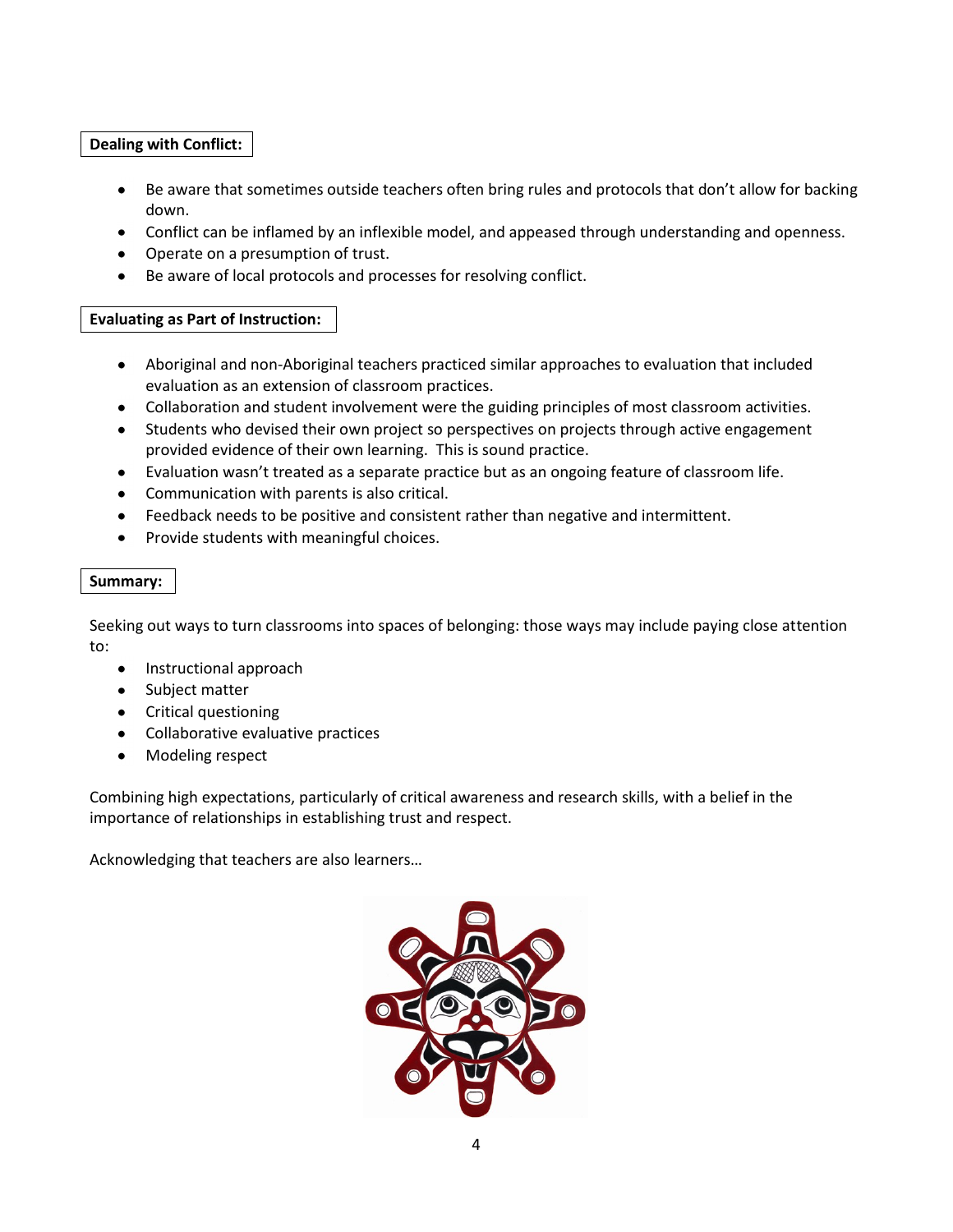**Dealing with Conflict:**

- Be aware that sometimes outside teachers often bring rules and protocols that don't allow for backing down.
- Conflict can be inflamed by an inflexible model, and appeased through understanding and openness.
- Operate on a presumption of trust.
- Be aware of local protocols and processes for resolving conflict.

**Evaluating as Part of Instruction:**

- Aboriginal and non-Aboriginal teachers practiced similar approaches to evaluation that included evaluation as an extension of classroom practices.
- Collaboration and student involvement were the guiding principles of most classroom activities.
- Students who devised their own project so perspectives on projects through active engagement provided evidence of their own learning. This is sound practice.
- Evaluation wasn't treated as a separate practice but as an ongoing feature of classroom life.
- Communication with parents is also critical.
- Feedback needs to be positive and consistent rather than negative and intermittent.
- Provide students with meaningful choices.

**Summary:**

Seeking out ways to turn classrooms into spaces of belonging: those ways may include paying close attention to:

- Instructional approach
- Subject matter
- Critical questioning
- Collaborative evaluative practices
- Modeling respect

Combining high expectations, particularly of critical awareness and research skills, with a belief in the importance of relationships in establishing trust and respect.

Acknowledging that teachers are also learners…